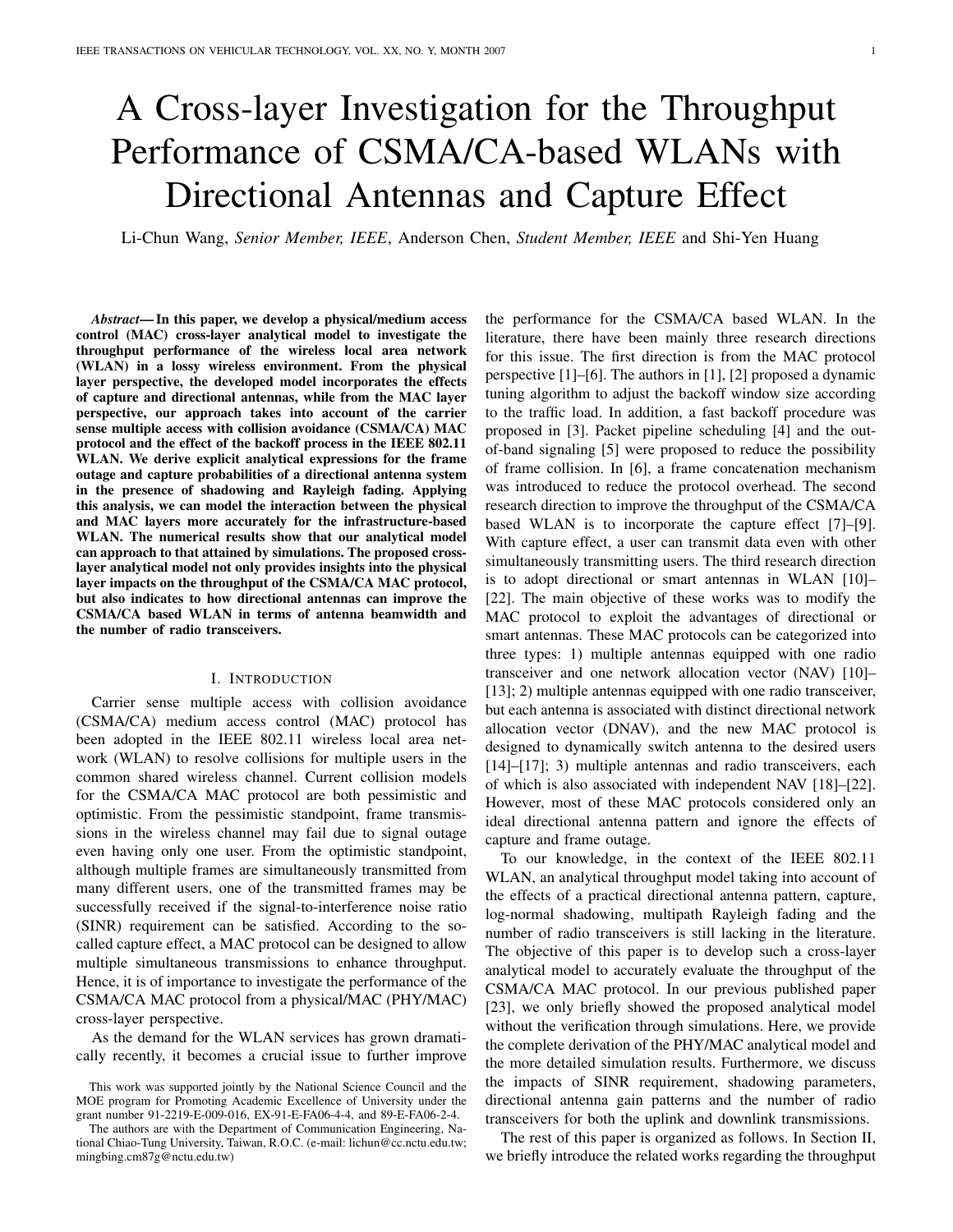# A Cross-layer Investigation for the Throughput Performance of CSMA/CA-based WLANs with Directional Antennas and Capture Effect

Li-Chun Wang, *Senior Member, IEEE*, Anderson Chen, *Student Member, IEEE* and Shi-Yen Huang

***Abstract*— In this paper, we develop a physical/medium access control (MAC) cross-layer analytical model to investigate the throughput performance of the wireless local area network (WLAN) in a lossy wireless environment. From the physical layer perspective, the developed model incorporates the effects of capture and directional antennas, while from the MAC layer perspective, our approach takes into account of the carrier sense multiple access with collision avoidance (CSMA/CA) MAC protocol and the effect of the backoff process in the IEEE 802.11 WLAN. We derive explicit analytical expressions for the frame outage and capture probabilities of a directional antenna system in the presence of shadowing and Rayleigh fading. Applying this analysis, we can model the interaction between the physical and MAC layers more accurately for the infrastructure-based WLAN. The numerical results show that our analytical model can approach to that attained by simulations. The proposed cross-layer analytical model not only provides insights into the physical layer impacts on the throughput of the CSMA/CA MAC protocol, but also indicates to how directional antennas can improve the CSMA/CA based WLAN in terms of antenna beamwidth and the number of radio transceivers.**

## I. Introduction

Carrier sense multiple access with collision avoidance (CSMA/CA) medium access control (MAC) protocol has been adopted in the IEEE 802.11 wireless local area network (WLAN) to resolve collisions for multiple users in the common shared wireless channel. Current collision models for the CSMA/CA MAC protocol are both pessimistic and optimistic. From the pessimistic standpoint, frame transmissions in the wireless channel may fail due to signal outage even having only one user. From the optimistic standpoint, although multiple frames are simultaneously transmitted from many different users, one of the transmitted frames may be successfully received if the signal-to-interference noise ratio (SINR) requirement can be satisfied. According to the so-called capture effect, a MAC protocol can be designed to allow multiple simultaneous transmissions to enhance throughput. Hence, it is of importance to investigate the performance of the CSMA/CA MAC protocol from a physical/MAC (PHY/MAC) cross-layer perspective.

As the demand for the WLAN services has grown dramatically recently, it becomes a crucial issue to further improve the performance for the CSMA/CA based WLAN. In the literature, there have been mainly three research directions for this issue. The first direction is from the MAC protocol perspective [1]–[6]. The authors in [1], [2] proposed a dynamic tuning algorithm to adjust the backoff window size according to the traffic load. In addition, a fast backoff procedure was proposed in [3]. Packet pipeline scheduling [4] and the out-of-band signaling [5] were proposed to reduce the possibility of frame collision. In [6], a frame concatenation mechanism was introduced to reduce the protocol overhead. The second research direction to improve the throughput of the CSMA/CA based WLAN is to incorporate the capture effect [7]–[9]. With capture effect, a user can transmit data even with other simultaneously transmitting users. The third research direction is to adopt directional or smart antennas in WLAN [10]–[22]. The main objective of these works was to modify the MAC protocol to exploit the advantages of directional or smart antennas. These MAC protocols can be categorized into three types: 1) multiple antennas equipped with one radio transceiver and one network allocation vector (NAV) [10]–[13]; 2) multiple antennas equipped with one radio transceiver, but each antenna is associated with distinct directional network allocation vector (DNAV), and the new MAC protocol is designed to dynamically switch antenna to the desired users [14]–[17]; 3) multiple antennas and radio transceivers, each of which is also associated with independent NAV [18]–[22]. However, most of these MAC protocols considered only an ideal directional antenna pattern and ignore the effects of capture and frame outage.

To our knowledge, in the context of the IEEE 802.11 WLAN, an analytical throughput model taking into account of the effects of a practical directional antenna pattern, capture, log-normal shadowing, multipath Rayleigh fading and the number of radio transceivers is still lacking in the literature. The objective of this paper is to develop such a cross-layer analytical model to accurately evaluate the throughput of the CSMA/CA MAC protocol. In our previous published paper [23], we only briefly showed the proposed analytical model without the verification through simulations. Here, we provide the complete derivation of the PHY/MAC analytical model and the more detailed simulation results. Furthermore, we discuss the impacts of SINR requirement, shadowing parameters, directional antenna gain patterns and the number of radio transceivers for both the uplink and downlink transmissions.

The rest of this paper is organized as follows. In Section II, we briefly introduce the related works regarding the throughput

This work was supported jointly by the National Science Council and the MOE program for Promoting Academic Excellence of University under the grant number 91-2219-E-009-016, EX-91-E-FA06-4-4, and 89-E-FA06-2-4.

The authors are with the Department of Communication Engineering, National Chiao-Tung University, Taiwan, R.O.C. (e-mail: lichun@cc.nctu.edu.tw; mingbing.cm87g@nctu.edu.tw)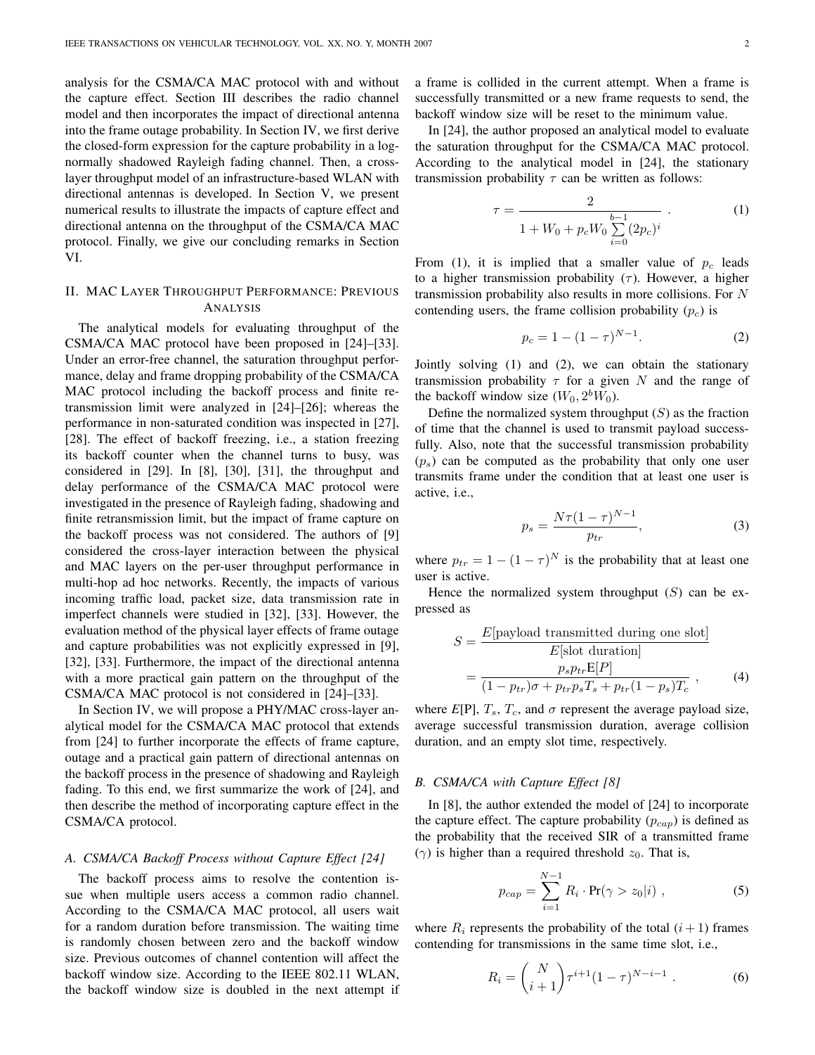analysis for the CSMA/CA MAC protocol with and without the capture effect. Section III describes the radio channel model and then incorporates the impact of directional antenna into the frame outage probability. In Section IV, we first derive the closed-form expression for the capture probability in a log-normally shadowed Rayleigh fading channel. Then, a cross-layer throughput model of an infrastructure-based WLAN with directional antennas is developed. In Section V, we present numerical results to illustrate the impacts of capture effect and directional antenna on the throughput of the CSMA/CA MAC protocol. Finally, we give our concluding remarks in Section VI.

## II. MAC Layer Throughput Performance: Previous Analysis

The analytical models for evaluating throughput of the CSMA/CA MAC protocol have been proposed in [24]–[33]. Under an error-free channel, the saturation throughput performance, delay and frame dropping probability of the CSMA/CA MAC protocol including the backoff process and finite retransmission limit were analyzed in [24]–[26]; whereas the performance in non-saturated condition was inspected in [27], [28]. The effect of backoff freezing, i.e., a station freezing its backoff counter when the channel turns to busy, was considered in [29]. In [8], [30], [31], the throughput and delay performance of the CSMA/CA MAC protocol were investigated in the presence of Rayleigh fading, shadowing and finite retransmission limit, but the impact of frame capture on the backoff process was not considered. The authors of [9] considered the cross-layer interaction between the physical and MAC layers on the per-user throughput performance in multi-hop ad hoc networks. Recently, the impacts of various incoming traffic load, packet size, data transmission rate in imperfect channels were studied in [32], [33]. However, the evaluation method of the physical layer effects of frame outage and capture probabilities was not explicitly expressed in [9], [32], [33]. Furthermore, the impact of the directional antenna with a more practical gain pattern on the throughput of the CSMA/CA MAC protocol is not considered in [24]–[33].

In Section IV, we will propose a PHY/MAC cross-layer analytical model for the CSMA/CA MAC protocol that extends from [24] to further incorporate the effects of frame capture, outage and a practical gain pattern of directional antennas on the backoff process in the presence of shadowing and Rayleigh fading. To this end, we first summarize the work of [24], and then describe the method of incorporating capture effect in the CSMA/CA protocol.

### A. CSMA/CA Backoff Process without Capture Effect [24]

The backoff process aims to resolve the contention issue when multiple users access a common radio channel. According to the CSMA/CA MAC protocol, all users wait for a random duration before transmission. The waiting time is randomly chosen between zero and the backoff window size. Previous outcomes of channel contention will affect the backoff window size. According to the IEEE 802.11 WLAN, the backoff window size is doubled in the next attempt if a frame is collided in the current attempt. When a frame is successfully transmitted or a new frame requests to send, the backoff window size will be reset to the minimum value.

In [24], the author proposed an analytical model to evaluate the saturation throughput for the CSMA/CA MAC protocol. According to the analytical model in [24], the stationary transmission probability $\tau$ can be written as follows:

$$\tau = \frac{2}{1 + W_0 + p_c W_0 \sum_{i=0}^{b-1} (2p_c)^i} \ . \tag{1}$$

From (1), it is implied that a smaller value of $p_c$ leads to a higher transmission probability ($\tau$). However, a higher transmission probability also results in more collisions. For $N$ contending users, the frame collision probability ($p_c$) is

$$p_c = 1 - (1-\tau)^{N-1}. \tag{2}$$

Jointly solving (1) and (2), we can obtain the stationary transmission probability $\tau$ for a given $N$ and the range of the backoff window size ($W_0, 2^b W_0$).

Define the normalized system throughput ($S$) as the fraction of time that the channel is used to transmit payload successfully. Also, note that the successful transmission probability ($p_s$) can be computed as the probability that only one user transmits frame under the condition that at least one user is active, i.e.,

$$p_s = \frac{N\tau(1-\tau)^{N-1}}{p_{tr}}, \tag{3}$$

where $p_{tr} = 1 - (1-\tau)^N$ is the probability that at least one user is active.

Hence the normalized system throughput ($S$) can be expressed as

$$\begin{aligned} S &= \frac{E[\text{payload transmitted during one slot}]}{E[\text{slot duration}]} \\ &= \frac{p_s p_{tr} \mathrm{E}[P]}{(1-p_{tr})\sigma + p_{tr} p_s T_s + p_{tr}(1-p_s) T_c} \ , \end{aligned} \tag{4}$$

where $E$[P], $T_s$, $T_c$, and $\sigma$ represent the average payload size, average successful transmission duration, average collision duration, and an empty slot time, respectively.

### B. CSMA/CA with Capture Effect [8]

In [8], the author extended the model of [24] to incorporate the capture effect. The capture probability ($p_{cap}$) is defined as the probability that the received SIR of a transmitted frame ($\gamma$) is higher than a required threshold $z_0$. That is,

$$p_{cap} = \sum_{i=1}^{N-1} R_i \cdot \Pr(\gamma > z_0 | i) \ , \tag{5}$$

where $R_i$ represents the probability of the total $(i+1)$ frames contending for transmissions in the same time slot, i.e.,

$$R_i = \binom{N}{i+1} \tau^{i+1} (1-\tau)^{N-i-1} \ . \tag{6}$$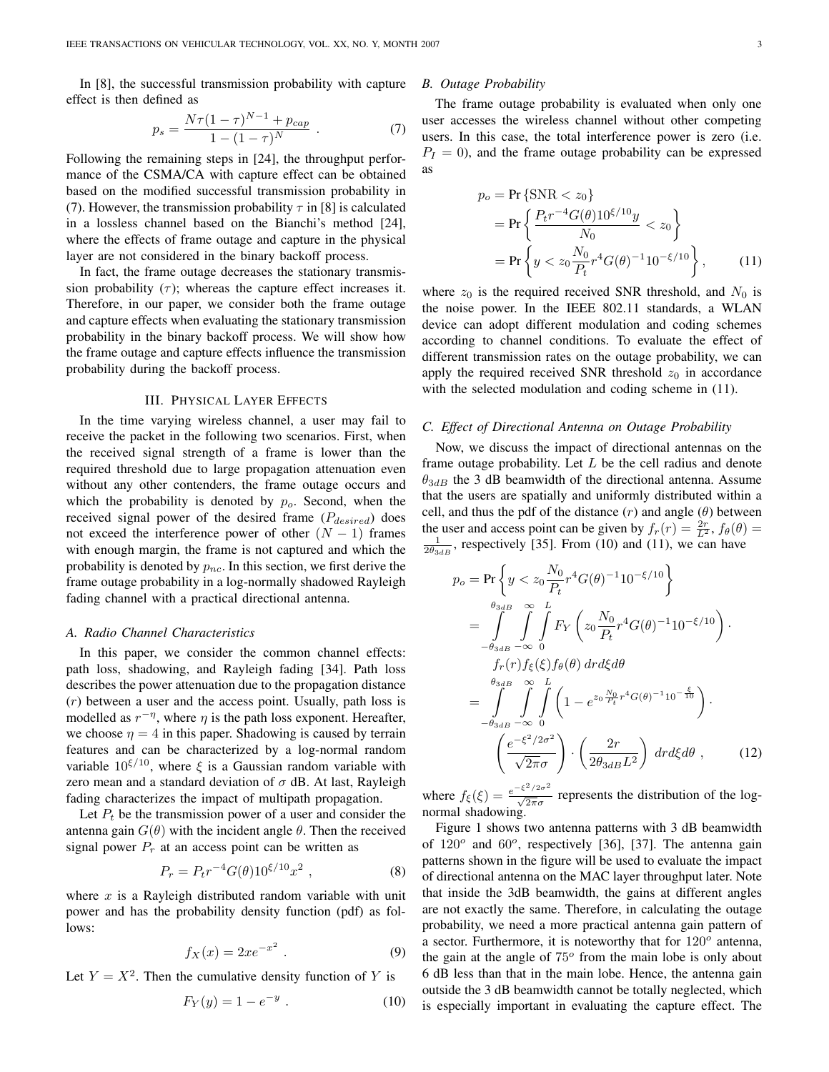In [8], the successful transmission probability with capture effect is then defined as

$$p_s = \frac{N\tau(1-\tau)^{N-1} + p_{cap}}{1-(1-\tau)^N} \ . \tag{7}$$

Following the remaining steps in [24], the throughput performance of the CSMA/CA with capture effect can be obtained based on the modified successful transmission probability in (7). However, the transmission probability $\tau$ in [8] is calculated in a lossless channel based on the Bianchi's method [24], where the effects of frame outage and capture in the physical layer are not considered in the binary backoff process.

In fact, the frame outage decreases the stationary transmission probability ($\tau$); whereas the capture effect increases it. Therefore, in our paper, we consider both the frame outage and capture effects when evaluating the stationary transmission probability in the binary backoff process. We will show how the frame outage and capture effects influence the transmission probability during the backoff process.

## III. Physical Layer Effects

In the time varying wireless channel, a user may fail to receive the packet in the following two scenarios. First, when the received signal strength of a frame is lower than the required threshold due to large propagation attenuation even without any other contenders, the frame outage occurs and which the probability is denoted by $p_o$. Second, when the received signal power of the desired frame ($P_{desired}$) does not exceed the interference power of other $(N-1)$ frames with enough margin, the frame is not captured and which the probability is denoted by $p_{nc}$. In this section, we first derive the frame outage probability in a log-normally shadowed Rayleigh fading channel with a practical directional antenna.

### A. Radio Channel Characteristics

In this paper, we consider the common channel effects: path loss, shadowing, and Rayleigh fading [34]. Path loss describes the power attenuation due to the propagation distance ($r$) between a user and the access point. Usually, path loss is modelled as $r^{-\eta}$, where $\eta$ is the path loss exponent. Hereafter, we choose $\eta = 4$ in this paper. Shadowing is caused by terrain features and can be characterized by a log-normal random variable $10^{\xi/10}$, where $\xi$ is a Gaussian random variable with zero mean and a standard deviation of $\sigma$ dB. At last, Rayleigh fading characterizes the impact of multipath propagation.

Let $P_t$ be the transmission power of a user and consider the antenna gain $G(\theta)$ with the incident angle $\theta$. Then the received signal power $P_r$ at an access point can be written as

$$P_r = P_t r^{-4} G(\theta) 10^{\xi/10} x^2 \ , \tag{8}$$

where $x$ is a Rayleigh distributed random variable with unit power and has the probability density function (pdf) as follows:

$$f_X(x) = 2xe^{-x^2} \ . \tag{9}$$

Let $Y = X^2$. Then the cumulative density function of $Y$ is

$$F_Y(y) = 1 - e^{-y} \ . \tag{10}$$

### B. Outage Probability

The frame outage probability is evaluated when only one user accesses the wireless channel without other competing users. In this case, the total interference power is zero (i.e. $P_I = 0$), and the frame outage probability can be expressed as

$$\begin{aligned} p_o &= \Pr\{\text{SNR} < z_0\} \\ &= \Pr\left\{\frac{P_t r^{-4} G(\theta) 10^{\xi/10} y}{N_0} < z_0\right\} \\ &= \Pr\left\{y < z_0 \frac{N_0}{P_t} r^4 G(\theta)^{-1} 10^{-\xi/10}\right\} , \end{aligned} \tag{11}$$

where $z_0$ is the required received SNR threshold, and $N_0$ is the noise power. In the IEEE 802.11 standards, a WLAN device can adopt different modulation and coding schemes according to channel conditions. To evaluate the effect of different transmission rates on the outage probability, we can apply the required received SNR threshold $z_0$ in accordance with the selected modulation and coding scheme in (11).

### C. Effect of Directional Antenna on Outage Probability

Now, we discuss the impact of directional antennas on the frame outage probability. Let $L$ be the cell radius and denote $\theta_{3dB}$ the 3 dB beamwidth of the directional antenna. Assume that the users are spatially and uniformly distributed within a cell, and thus the pdf of the distance ($r$) and angle ($\theta$) between the user and access point can be given by $f_r(r) = \frac{2r}{L^2}$, $f_\theta(\theta) = \frac{1}{2\theta_{3dB}}$, respectively [35]. From (10) and (11), we can have

$$\begin{aligned} p_o &= \Pr\left\{y < z_0 \frac{N_0}{P_t} r^4 G(\theta)^{-1} 10^{-\xi/10}\right\} \\ &= \int_{-\theta_{3dB}}^{\theta_{3dB}} \int_{-\infty}^{\infty} \int_0^L F_Y\left(z_0 \frac{N_0}{P_t} r^4 G(\theta)^{-1} 10^{-\xi/10}\right) \cdot \\ &\qquad f_r(r) f_\xi(\xi) f_\theta(\theta) \, dr d\xi d\theta \\ &= \int_{-\theta_{3dB}}^{\theta_{3dB}} \int_{-\infty}^{\infty} \int_0^L \left(1 - e^{z_0 \frac{N_0}{P_t} r^4 G(\theta)^{-1} 10^{-\frac{\xi}{10}}}\right) \cdot \\ &\qquad \left(\frac{e^{-\xi^2/2\sigma^2}}{\sqrt{2\pi}\sigma}\right) \cdot \left(\frac{2r}{2\theta_{3dB} L^2}\right) \, dr d\xi d\theta \ , \end{aligned} \tag{12}$$

where $f_\xi(\xi) = \frac{e^{-\xi^2/2\sigma^2}}{\sqrt{2\pi}\sigma}$ represents the distribution of the log-normal shadowing.

Figure 1 shows two antenna patterns with 3 dB beamwidth of $120^o$ and $60^o$, respectively [36], [37]. The antenna gain patterns shown in the figure will be used to evaluate the impact of directional antenna on the MAC layer throughput later. Note that inside the 3dB beamwidth, the gains at different angles are not exactly the same. Therefore, in calculating the outage probability, we need a more practical antenna gain pattern of a sector. Furthermore, it is noteworthy that for $120^o$ antenna, the gain at the angle of $75^o$ from the main lobe is only about 6 dB less than that in the main lobe. Hence, the antenna gain outside the 3 dB beamwidth cannot be totally neglected, which is especially important in evaluating the capture effect. The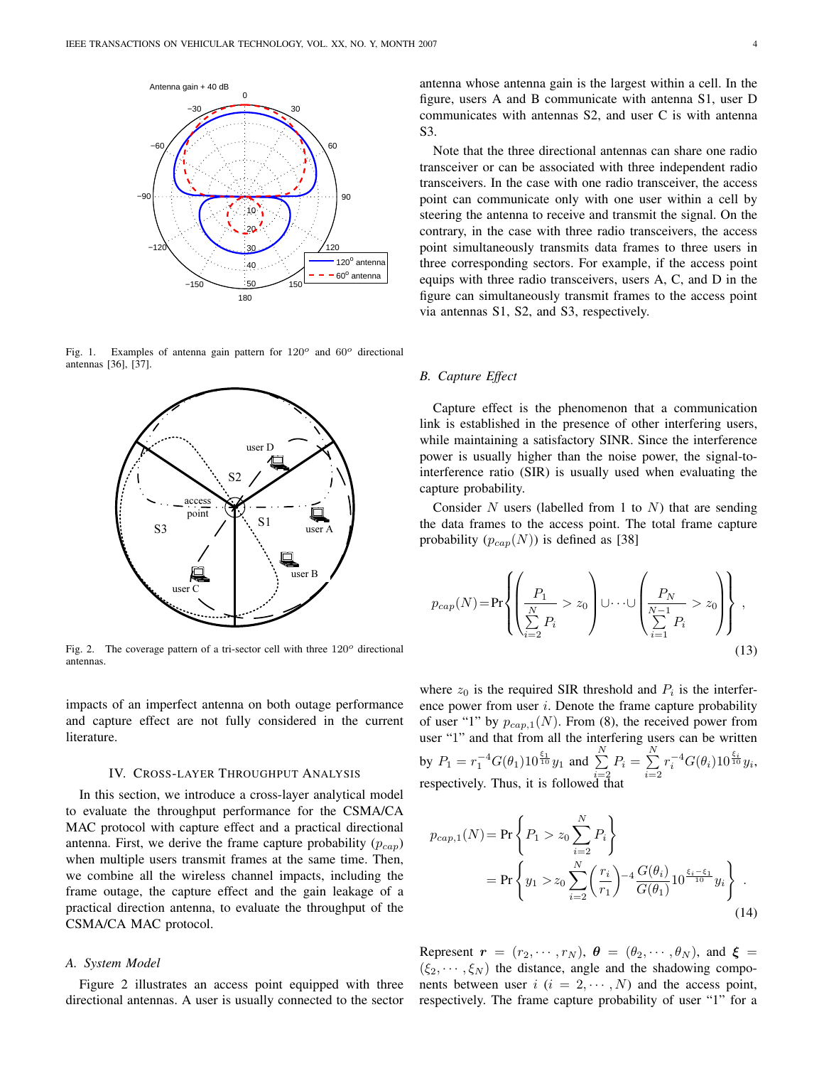Fig. 1. Examples of antenna gain pattern for $120^o$ and $60^o$ directional antennas [36], [37].

Fig. 2. The coverage pattern of a tri-sector cell with three $120^o$ directional antennas.

impacts of an imperfect antenna on both outage performance and capture effect are not fully considered in the current literature.

## IV. Cross-Layer Throughput Analysis

In this section, we introduce a cross-layer analytical model to evaluate the throughput performance for the CSMA/CA MAC protocol with capture effect and a practical directional antenna. First, we derive the frame capture probability ($p_{cap}$) when multiple users transmit frames at the same time. Then, we combine all the wireless channel impacts, including the frame outage, the capture effect and the gain leakage of a practical direction antenna, to evaluate the throughput of the CSMA/CA MAC protocol.

### A. System Model

Figure 2 illustrates an access point equipped with three directional antennas. A user is usually connected to the sector antenna whose antenna gain is the largest within a cell. In the figure, users A and B communicate with antenna S1, user D communicates with antennas S2, and user C is with antenna S3.

Note that the three directional antennas can share one radio transceiver or can be associated with three independent radio transceivers. In the case with one radio transceiver, the access point can communicate only with one user within a cell by steering the antenna to receive and transmit the signal. On the contrary, in the case with three radio transceivers, the access point simultaneously transmits data frames to three users in three corresponding sectors. For example, if the access point equips with three radio transceivers, users A, C, and D in the figure can simultaneously transmit frames to the access point via antennas S1, S2, and S3, respectively.

### B. Capture Effect

Capture effect is the phenomenon that a communication link is established in the presence of other interfering users, while maintaining a satisfactory SINR. Since the interference power is usually higher than the noise power, the signal-to-interference ratio (SIR) is usually used when evaluating the capture probability.

Consider $N$ users (labelled from 1 to $N$) that are sending the data frames to the access point. The total frame capture probability ($p_{cap}(N)$) is defined as [38]

$$p_{cap}(N) = \Pr\left\{ \left( \frac{P_1}{\sum_{i=2}^{N} P_i} > z_0 \right) \cup \cdots \cup \left( \frac{P_N}{\sum_{i=1}^{N-1} P_i} > z_0 \right) \right\}, \tag{13}$$

where $z_0$ is the required SIR threshold and $P_i$ is the interference power from user $i$. Denote the frame capture probability of user "1" by $p_{cap,1}(N)$. From (8), the received power from user "1" and that from all the interfering users can be written by $P_1 = r_1^{-4} G(\theta_1) 10^{\frac{\xi_1}{10}} y_1$ and $\sum_{i=2}^{N} P_i = \sum_{i=2}^{N} r_i^{-4} G(\theta_i) 10^{\frac{\xi_i}{10}} y_i$, respectively. Thus, it is followed that

$$\begin{aligned} p_{cap,1}(N) &= \Pr\left\{ P_1 > z_0 \sum_{i=2}^{N} P_i \right\} \\ &= \Pr\left\{ y_1 > z_0 \sum_{i=2}^{N} \left( \frac{r_i}{r_1} \right)^{-4} \frac{G(\theta_i)}{G(\theta_1)} 10^{\frac{\xi_i - \xi_1}{10}} y_i \right\}. \end{aligned} \tag{14}$$

Represent $\boldsymbol{r} = (r_2, \cdots, r_N)$, $\boldsymbol{\theta} = (\theta_2, \cdots, \theta_N)$, and $\boldsymbol{\xi} = (\xi_2, \cdots, \xi_N)$ the distance, angle and the shadowing components between user $i$ ($i = 2, \cdots, N$) and the access point, respectively. The frame capture probability of user "1" for a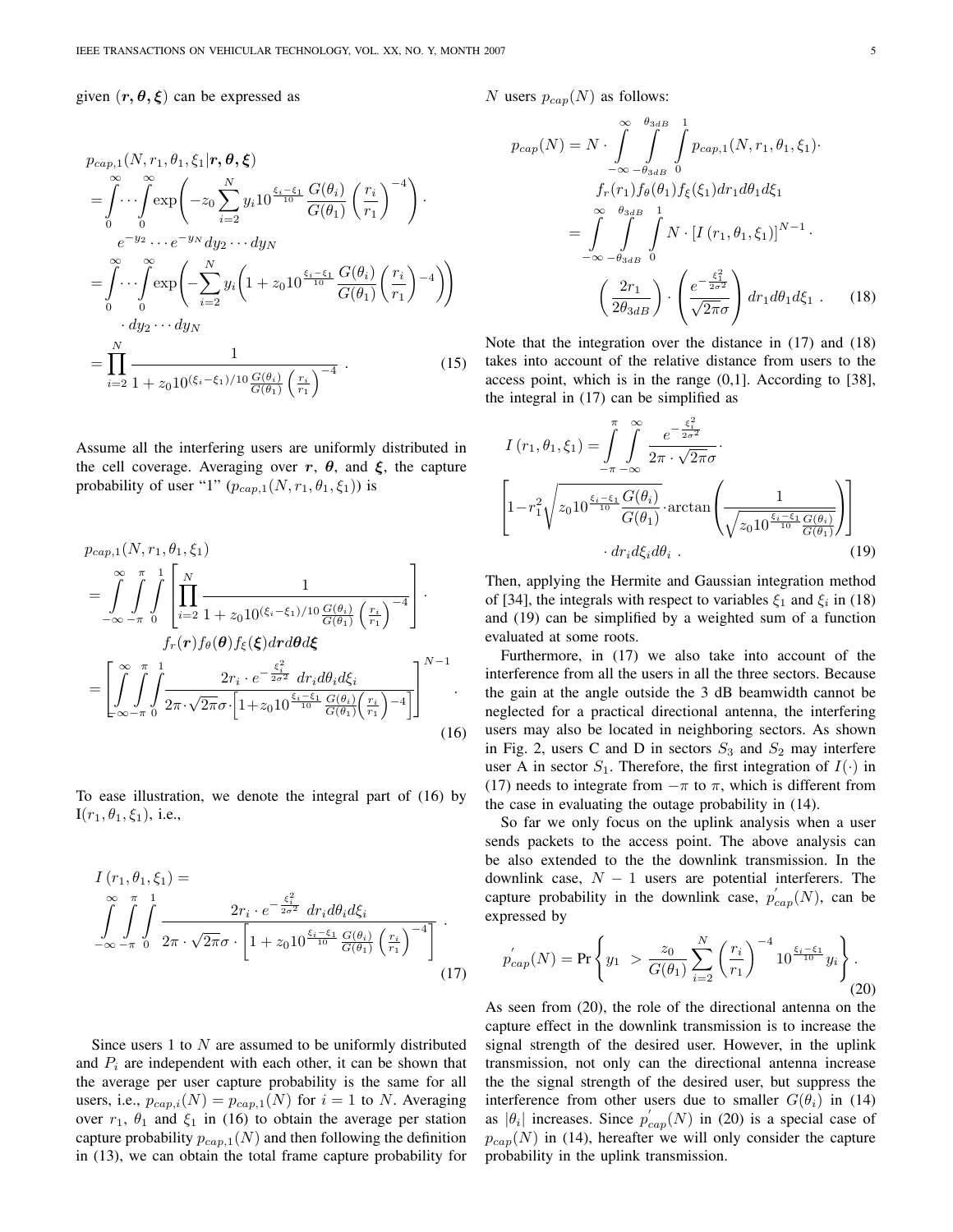given $(\boldsymbol{r}, \boldsymbol{\theta}, \boldsymbol{\xi})$ can be expressed as

$$
\begin{aligned}
& p_{cap,1}(N, r_1, \theta_1, \xi_1 | \boldsymbol{r}, \boldsymbol{\theta}, \boldsymbol{\xi}) \\
&= \int_0^\infty \cdots \int_0^\infty \exp\left( -z_0 \sum_{i=2}^N y_i 10^{\frac{\xi_i - \xi_1}{10}} \frac{G(\theta_i)}{G(\theta_1)} \left( \frac{r_i}{r_1} \right)^{-4} \right) \cdot \\
&\qquad e^{-y_2} \cdots e^{-y_N} dy_2 \cdots dy_N \\
&= \int_0^\infty \cdots \int_0^\infty \exp\left( -\sum_{i=2}^N y_i \left( 1 + z_0 10^{\frac{\xi_i - \xi_1}{10}} \frac{G(\theta_i)}{G(\theta_1)} \left( \frac{r_i}{r_1} \right)^{-4} \right) \right) \\
&\qquad \cdot dy_2 \cdots dy_N \\
&= \prod_{i=2}^N \frac{1}{1 + z_0 10^{(\xi_i - \xi_1)/10} \frac{G(\theta_i)}{G(\theta_1)} \left( \frac{r_i}{r_1} \right)^{-4}} \ .
\end{aligned} \tag{15}
$$

Assume all the interfering users are uniformly distributed in the cell coverage. Averaging over $\boldsymbol{r}$, $\boldsymbol{\theta}$, and $\boldsymbol{\xi}$, the capture probability of user "1" ($p_{cap,1}(N, r_1, \theta_1, \xi_1)$) is

$$
\begin{aligned}
& p_{cap,1}(N, r_1, \theta_1, \xi_1) \\
&= \int_{-\infty}^{\infty} \int_{-\pi}^{\pi} \int_0^1 \left[ \prod_{i=2}^N \frac{1}{1 + z_0 10^{(\xi_i - \xi_1)/10} \frac{G(\theta_i)}{G(\theta_1)} \left( \frac{r_i}{r_1} \right)^{-4}} \right] \cdot \\
&\qquad f_r(\boldsymbol{r}) f_\theta(\boldsymbol{\theta}) f_\xi(\boldsymbol{\xi}) d\boldsymbol{r} d\boldsymbol{\theta} d\boldsymbol{\xi} \\
&= \left[ \int_{-\infty}^{\infty} \int_{-\pi}^{\pi} \int_0^1 \frac{2r_i \cdot e^{-\frac{\xi_i^2}{2\sigma^2}} \, dr_i d\theta_i d\xi_i}{2\pi \cdot \sqrt{2\pi}\sigma \cdot \left[ 1 + z_0 10^{\frac{\xi_i - \xi_1}{10}} \frac{G(\theta_i)}{G(\theta_1)} \left( \frac{r_i}{r_1} \right)^{-4} \right]} \right]^{N-1} .
\end{aligned} \tag{16}
$$

To ease illustration, we denote the integral part of (16) by $\mathrm{I}(r_1, \theta_1, \xi_1)$, i.e.,

$$
I(r_1, \theta_1, \xi_1) = \int_{-\infty}^{\infty} \int_{-\pi}^{\pi} \int_0^1 \frac{2r_i \cdot e^{-\frac{\xi_i^2}{2\sigma^2}} \, dr_i d\theta_i d\xi_i}{2\pi \cdot \sqrt{2\pi}\sigma \cdot \left[ 1 + z_0 10^{\frac{\xi_i - \xi_1}{10}} \frac{G(\theta_i)}{G(\theta_1)} \left( \frac{r_i}{r_1} \right)^{-4} \right]} \ . \tag{17}
$$

Since users 1 to $N$ are assumed to be uniformly distributed and $P_i$ are independent with each other, it can be shown that the average per user capture probability is the same for all users, i.e., $p_{cap,i}(N) = p_{cap,1}(N)$ for $i = 1$ to $N$. Averaging over $r_1$, $\theta_1$ and $\xi_1$ in (16) to obtain the average per station capture probability $p_{cap,1}(N)$ and then following the definition in (13), we can obtain the total frame capture probability for $N$ users $p_{cap}(N)$ as follows:

$$
\begin{aligned}
p_{cap}(N) &= N \cdot \int_{-\infty}^{\infty} \int_{-\theta_{3dB}}^{\theta_{3dB}} \int_0^1 p_{cap,1}(N, r_1, \theta_1, \xi_1) \cdot \\
&\qquad f_r(r_1) f_\theta(\theta_1) f_\xi(\xi_1) dr_1 d\theta_1 d\xi_1 \\
&= \int_{-\infty}^{\infty} \int_{-\theta_{3dB}}^{\theta_{3dB}} \int_0^1 N \cdot \left[ I(r_1, \theta_1, \xi_1) \right]^{N-1} \cdot \\
&\qquad \left( \frac{2r_1}{2\theta_{3dB}} \right) \cdot \left( \frac{e^{-\frac{\xi_1^2}{2\sigma^2}}}{\sqrt{2\pi}\sigma} \right) dr_1 d\theta_1 d\xi_1 \ .
\end{aligned} \tag{18}
$$

Note that the integration over the distance in (17) and (18) takes into account of the relative distance from users to the access point, which is in the range (0,1]. According to [38], the integral in (17) can be simplified as

$$
\begin{aligned}
I(r_1, \theta_1, \xi_1) &= \int_{-\pi}^{\pi} \int_{-\infty}^{\infty} \frac{e^{-\frac{\xi_i^2}{2\sigma^2}}}{2\pi \cdot \sqrt{2\pi}\sigma} \cdot \\
&\left[ 1 - r_1^2 \sqrt{z_0 10^{\frac{\xi_i - \xi_1}{10}} \frac{G(\theta_i)}{G(\theta_1)}} \cdot \arctan\left( \frac{1}{\sqrt{z_0 10^{\frac{\xi_i - \xi_1}{10}} \frac{G(\theta_i)}{G(\theta_1)}}} \right) \right] \\
&\qquad \cdot dr_i d\xi_i d\theta_i \ .
\end{aligned} \tag{19}
$$

Then, applying the Hermite and Gaussian integration method of [34], the integrals with respect to variables $\xi_1$ and $\xi_i$ in (18) and (19) can be simplified by a weighted sum of a function evaluated at some roots.

Furthermore, in (17) we also take into account of the interference from all the users in all the three sectors. Because the gain at the angle outside the 3 dB beamwidth cannot be neglected for a practical directional antenna, the interfering users may also be located in neighboring sectors. As shown in Fig. 2, users C and D in sectors $S_3$ and $S_2$ may interfere user A in sector $S_1$. Therefore, the first integration of $I(\cdot)$ in (17) needs to integrate from $-\pi$ to $\pi$, which is different from the case in evaluating the outage probability in (14).

So far we only focus on the uplink analysis when a user sends packets to the access point. The above analysis can be also extended to the the downlink transmission. In the downlink case, $N-1$ users are potential interferers. The capture probability in the downlink case, $p'_{cap}(N)$, can be expressed by

$$
p'_{cap}(N) = \Pr\left\{ y_1 \ > \frac{z_0}{G(\theta_1)} \sum_{i=2}^N \left( \frac{r_i}{r_1} \right)^{-4} 10^{\frac{\xi_i - \xi_1}{10}} y_i \right\} . \tag{20}
$$

As seen from (20), the role of the directional antenna on the capture effect in the downlink transmission is to increase the signal strength of the desired user. However, in the uplink transmission, not only can the directional antenna increase the the signal strength of the desired user, but suppress the interference from other users due to smaller $G(\theta_i)$ in (14) as $|\theta_i|$ increases. Since $p'_{cap}(N)$ in (20) is a special case of $p_{cap}(N)$ in (14), hereafter we will only consider the capture probability in the uplink transmission.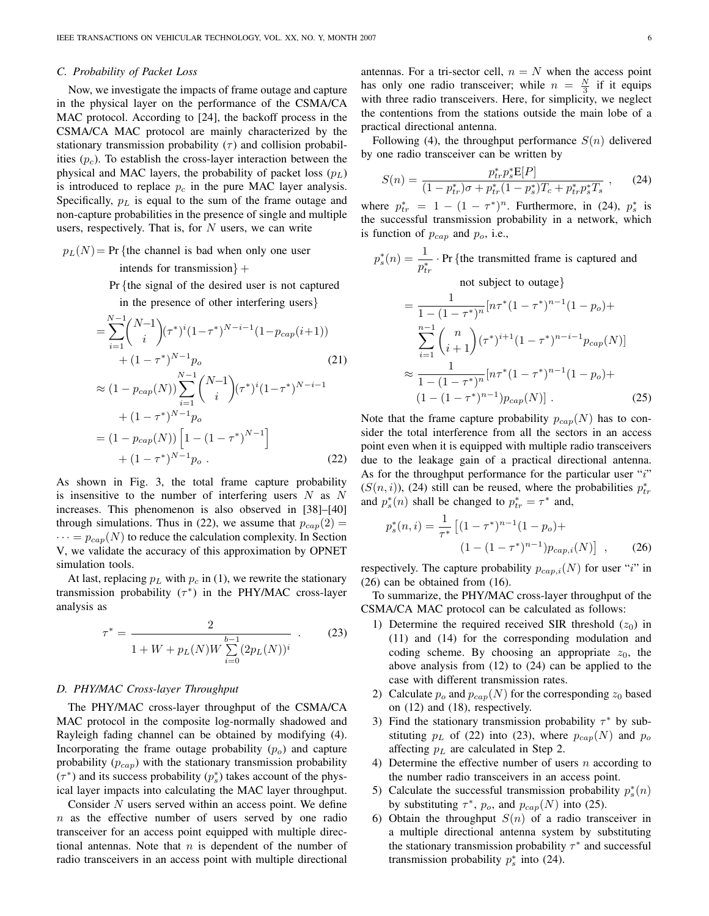### C. Probability of Packet Loss

Now, we investigate the impacts of frame outage and capture in the physical layer on the performance of the CSMA/CA MAC protocol. According to [24], the backoff process in the CSMA/CA MAC protocol are mainly characterized by the stationary transmission probability ($\tau$) and collision probabilities ($p_c$). To establish the cross-layer interaction between the physical and MAC layers, the probability of packet loss ($p_L$) is introduced to replace $p_c$ in the pure MAC layer analysis. Specifically, $p_L$ is equal to the sum of the frame outage and non-capture probabilities in the presence of single and multiple users, respectively. That is, for $N$ users, we can write

$$
\begin{aligned}
p_L(N) =\ & \Pr\{\text{the channel is bad when only one user intends for transmission}\} + \\
& \Pr\{\text{the signal of the desired user is not captured in the presence of other interfering users}\} \\
=\ & \sum_{i=1}^{N-1} \binom{N-1}{i} (\tau^*)^i (1-\tau^*)^{N-i-1} (1-p_{cap}(i+1)) \\
& + (1-\tau^*)^{N-1} p_o \qquad (21) \\
\approx\ & (1-p_{cap}(N)) \sum_{i=1}^{N-1} \binom{N-1}{i} (\tau^*)^i (1-\tau^*)^{N-i-1} \\
& + (1-\tau^*)^{N-1} p_o \\
=\ & (1-p_{cap}(N)) \left[1-(1-\tau^*)^{N-1}\right] \\
& + (1-\tau^*)^{N-1} p_o\ . \qquad (22)
\end{aligned}
$$

As shown in Fig. 3, the total frame capture probability is insensitive to the number of interfering users $N$ as $N$ increases. This phenomenon is also observed in [38]–[40] through simulations. Thus in (22), we assume that $p_{cap}(2) = \cdots = p_{cap}(N)$ to reduce the calculation complexity. In Section V, we validate the accuracy of this approximation by OPNET simulation tools.

At last, replacing $p_L$ with $p_c$ in (1), we rewrite the stationary transmission probability ($\tau^*$) in the PHY/MAC cross-layer analysis as

$$
\tau^* = \frac{2}{1 + W + p_L(N) W \sum_{i=0}^{b-1} (2p_L(N))^i}\ . \qquad (23)
$$

### D. PHY/MAC Cross-layer Throughput

The PHY/MAC cross-layer throughput of the CSMA/CA MAC protocol in the composite log-normally shadowed and Rayleigh fading channel can be obtained by modifying (4). Incorporating the frame outage probability ($p_o$) and capture probability ($p_{cap}$) with the stationary transmission probability ($\tau^*$) and its success probability ($p_s^*$) takes account of the physical layer impacts into calculating the MAC layer throughput.

Consider $N$ users served within an access point. We define $n$ as the effective number of users served by one radio transceiver for an access point equipped with multiple directional antennas. Note that $n$ is dependent of the number of radio transceivers in an access point with multiple directional antennas. For a tri-sector cell, $n = N$ when the access point has only one radio transceiver; while $n = \frac{N}{3}$ if it equips with three radio transceivers. Here, for simplicity, we neglect the contentions from the stations outside the main lobe of a practical directional antenna.

Following (4), the throughput performance $S(n)$ delivered by one radio transceiver can be written by

$$
S(n) = \frac{p_{tr}^* p_s^* \mathrm{E}[P]}{(1-p_{tr}^*)\sigma + p_{tr}^*(1-p_s^*)T_c + p_{tr}^* p_s^* T_s}\ , \qquad (24)
$$

where $p_{tr}^* = 1-(1-\tau^*)^n$. Furthermore, in (24), $p_s^*$ is the successful transmission probability in a network, which is function of $p_{cap}$ and $p_o$, i.e.,

$$
\begin{aligned}
p_s^*(n) =\ & \frac{1}{p_{tr}^*} \cdot \Pr\{\text{the transmitted frame is captured and not subject to outage}\} \\
=\ & \frac{1}{1-(1-\tau^*)^n} [n\tau^*(1-\tau^*)^{n-1}(1-p_o) + \\
& \sum_{i=1}^{n-1} \binom{n}{i+1} (\tau^*)^{i+1} (1-\tau^*)^{n-i-1} p_{cap}(N)] \\
\approx\ & \frac{1}{1-(1-\tau^*)^n} [n\tau^*(1-\tau^*)^{n-1}(1-p_o) + \\
& (1-(1-\tau^*)^{n-1}) p_{cap}(N)]\ . \qquad (25)
\end{aligned}
$$

Note that the frame capture probability $p_{cap}(N)$ has to consider the total interference from all the sectors in an access point even when it is equipped with multiple radio transceivers due to the leakage gain of a practical directional antenna. As for the throughput performance for the particular user "$i$" ($S(n,i)$), (24) still can be reused, where the probabilities $p_{tr}^*$ and $p_s^*(n)$ shall be changed to $p_{tr}^* = \tau^*$ and,

$$
\begin{aligned}
p_s^*(n,i) = \frac{1}{\tau^*} \big[ & (1-\tau^*)^{n-1}(1-p_o) + \\
& (1-(1-\tau^*)^{n-1}) p_{cap,i}(N) \big]\ , \qquad (26)
\end{aligned}
$$

respectively. The capture probability $p_{cap,i}(N)$ for user "$i$" in (26) can be obtained from (16).

To summarize, the PHY/MAC cross-layer throughput of the CSMA/CA MAC protocol can be calculated as follows:

1) Determine the required received SIR threshold ($z_0$) in (11) and (14) for the corresponding modulation and coding scheme. By choosing an appropriate $z_0$, the above analysis from (12) to (24) can be applied to the case with different transmission rates.
2) Calculate $p_o$ and $p_{cap}(N)$ for the corresponding $z_0$ based on (12) and (18), respectively.
3) Find the stationary transmission probability $\tau^*$ by substituting $p_L$ of (22) into (23), where $p_{cap}(N)$ and $p_o$ affecting $p_L$ are calculated in Step 2.
4) Determine the effective number of users $n$ according to the number radio transceivers in an access point.
5) Calculate the successful transmission probability $p_s^*(n)$ by substituting $\tau^*$, $p_o$, and $p_{cap}(N)$ into (25).
6) Obtain the throughput $S(n)$ of a radio transceiver in a multiple directional antenna system by substituting the stationary transmission probability $\tau^*$ and successful transmission probability $p_s^*$ into (24).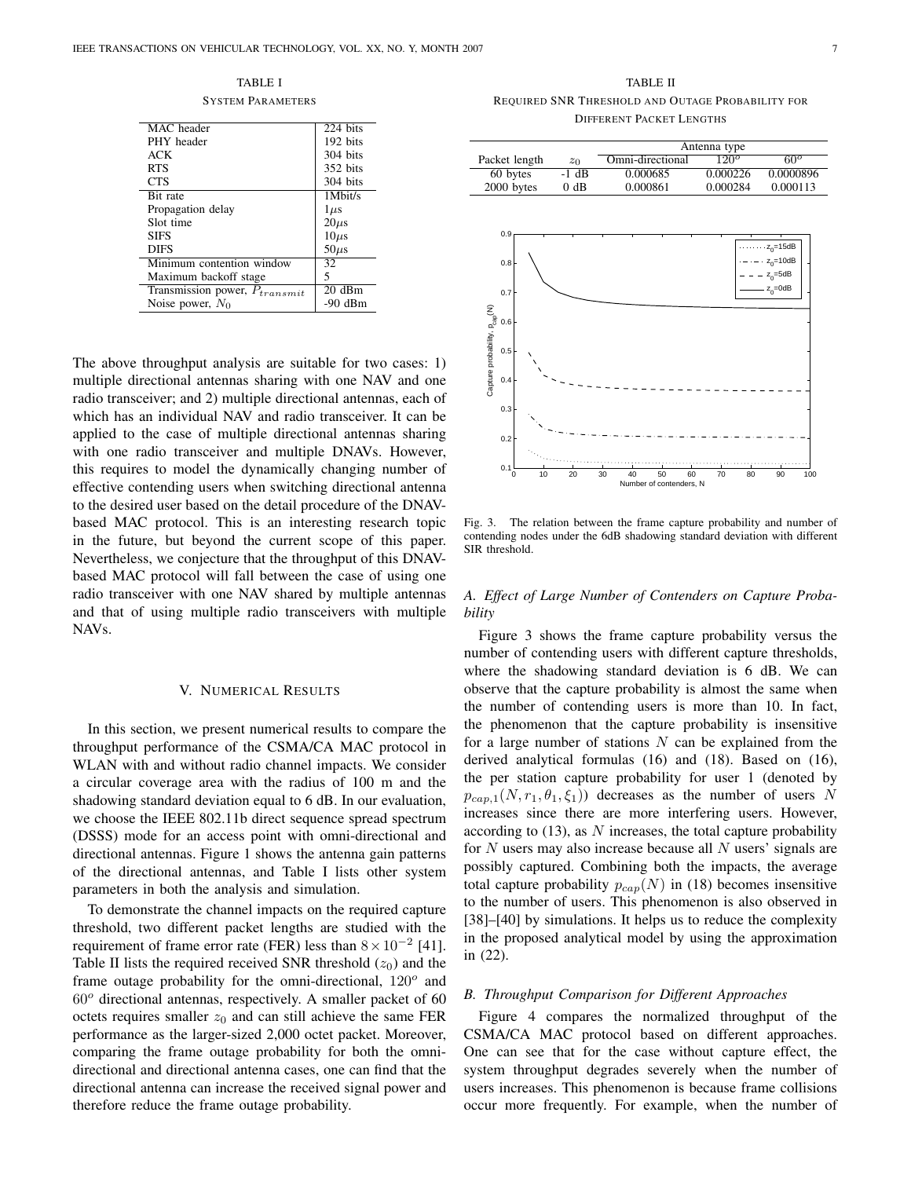TABLE I

SYSTEM PARAMETERS

| | |
|---|---|
| MAC header | 224 bits |
| PHY header | 192 bits |
| ACK | 304 bits |
| RTS | 352 bits |
| CTS | 304 bits |
| Bit rate | 1Mbit/s |
| Propagation delay | 1$\mu$s |
| Slot time | 20$\mu$s |
| SIFS | 10$\mu$s |
| DIFS | 50$\mu$s |
| Minimum contention window | 32 |
| Maximum backoff stage | 5 |
| Transmission power, $P_{transmit}$ | 20 dBm |
| Noise power, $N_0$ | -90 dBm |

TABLE II

REQUIRED SNR THRESHOLD AND OUTAGE PROBABILITY FOR DIFFERENT PACKET LENGTHS

| | | Antenna type | | |
|---|---|---|---|---|
| Packet length | $z_0$ | Omni-directional | $120^o$ | $60^o$ |
| 60 bytes | -1 dB | 0.000685 | 0.000226 | 0.0000896 |
| 2000 bytes | 0 dB | 0.000861 | 0.000284 | 0.000113 |

Fig. 3. The relation between the frame capture probability and number of contending nodes under the 6dB shadowing standard deviation with different SIR threshold.

The above throughput analysis are suitable for two cases: 1) multiple directional antennas sharing with one NAV and one radio transceiver; and 2) multiple directional antennas, each of which has an individual NAV and radio transceiver. It can be applied to the case of multiple directional antennas sharing with one radio transceiver and multiple DNAVs. However, this requires to model the dynamically changing number of effective contending users when switching directional antenna to the desired user based on the detail procedure of the DNAV-based MAC protocol. This is an interesting research topic in the future, but beyond the current scope of this paper. Nevertheless, we conjecture that the throughput of this DNAV-based MAC protocol will fall between the case of using one radio transceiver with one NAV shared by multiple antennas and that of using multiple radio transceivers with multiple NAVs.

## V. NUMERICAL RESULTS

In this section, we present numerical results to compare the throughput performance of the CSMA/CA MAC protocol in WLAN with and without radio channel impacts. We consider a circular coverage area with the radius of 100 m and the shadowing standard deviation equal to 6 dB. In our evaluation, we choose the IEEE 802.11b direct sequence spread spectrum (DSSS) mode for an access point with omni-directional and directional antennas. Figure 1 shows the antenna gain patterns of the directional antennas, and Table I lists other system parameters in both the analysis and simulation.

To demonstrate the channel impacts on the required capture threshold, two different packet lengths are studied with the requirement of frame error rate (FER) less than $8 \times 10^{-2}$ [41]. Table II lists the required received SNR threshold ($z_0$) and the frame outage probability for the omni-directional, $120^o$ and $60^o$ directional antennas, respectively. A smaller packet of 60 octets requires smaller $z_0$ and can still achieve the same FER performance as the larger-sized 2,000 octet packet. Moreover, comparing the frame outage probability for both the omni-directional and directional antenna cases, one can find that the directional antenna can increase the received signal power and therefore reduce the frame outage probability.

### A. Effect of Large Number of Contenders on Capture Probability

Figure 3 shows the frame capture probability versus the number of contending users with different capture thresholds, where the shadowing standard deviation is 6 dB. We can observe that the capture probability is almost the same when the number of contending users is more than 10. In fact, the phenomenon that the capture probability is insensitive for a large number of stations $N$ can be explained from the derived analytical formulas (16) and (18). Based on (16), the per station capture probability for user 1 (denoted by $p_{cap,1}(N, r_1, \theta_1, \xi_1)$) decreases as the number of users $N$ increases since there are more interfering users. However, according to (13), as $N$ increases, the total capture probability for $N$ users may also increase because all $N$ users' signals are possibly captured. Combining both the impacts, the average total capture probability $p_{cap}(N)$ in (18) becomes insensitive to the number of users. This phenomenon is also observed in [38]–[40] by simulations. It helps us to reduce the complexity in the proposed analytical model by using the approximation in (22).

### B. Throughput Comparison for Different Approaches

Figure 4 compares the normalized throughput of the CSMA/CA MAC protocol based on different approaches. One can see that for the case without capture effect, the system throughput degrades severely when the number of users increases. This phenomenon is because frame collisions occur more frequently. For example, when the number of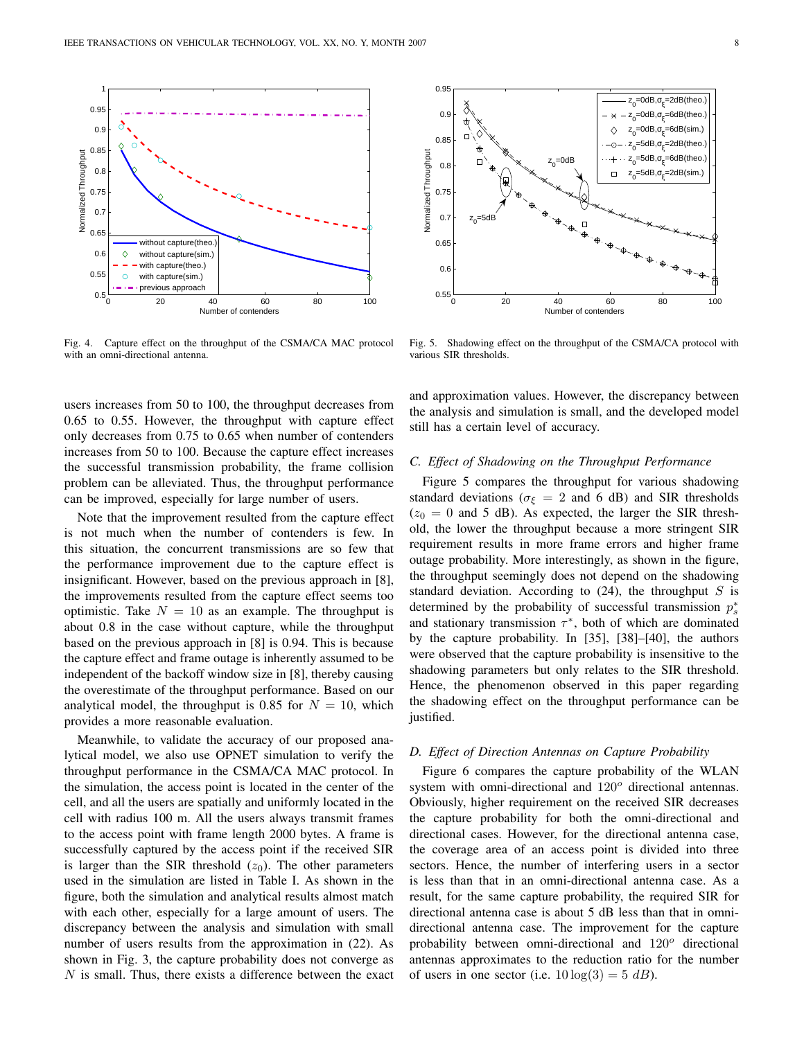Fig. 4. Capture effect on the throughput of the CSMA/CA MAC protocol with an omni-directional antenna.

Fig. 5. Shadowing effect on the throughput of the CSMA/CA protocol with various SIR thresholds.

users increases from 50 to 100, the throughput decreases from 0.65 to 0.55. However, the throughput with capture effect only decreases from 0.75 to 0.65 when number of contenders increases from 50 to 100. Because the capture effect increases the successful transmission probability, the frame collision problem can be alleviated. Thus, the throughput performance can be improved, especially for large number of users.

Note that the improvement resulted from the capture effect is not much when the number of contenders is few. In this situation, the concurrent transmissions are so few that the performance improvement due to the capture effect is insignificant. However, based on the previous approach in [8], the improvements resulted from the capture effect seems too optimistic. Take $N = 10$ as an example. The throughput is about 0.8 in the case without capture, while the throughput based on the previous approach in [8] is 0.94. This is because the capture effect and frame outage is inherently assumed to be independent of the backoff window size in [8], thereby causing the overestimate of the throughput performance. Based on our analytical model, the throughput is 0.85 for $N = 10$, which provides a more reasonable evaluation.

Meanwhile, to validate the accuracy of our proposed analytical model, we also use OPNET simulation to verify the throughput performance in the CSMA/CA MAC protocol. In the simulation, the access point is located in the center of the cell, and all the users are spatially and uniformly located in the cell with radius 100 m. All the users always transmit frames to the access point with frame length 2000 bytes. A frame is successfully captured by the access point if the received SIR is larger than the SIR threshold ($z_0$). The other parameters used in the simulation are listed in Table I. As shown in the figure, both the simulation and analytical results almost match with each other, especially for a large amount of users. The discrepancy between the analysis and simulation with small number of users results from the approximation in (22). As shown in Fig. 3, the capture probability does not converge as $N$ is small. Thus, there exists a difference between the exact and approximation values. However, the discrepancy between the analysis and simulation is small, and the developed model still has a certain level of accuracy.

### *C. Effect of Shadowing on the Throughput Performance*

Figure 5 compares the throughput for various shadowing standard deviations ($\sigma_\xi = 2$ and 6 dB) and SIR thresholds ($z_0 = 0$ and 5 dB). As expected, the larger the SIR threshold, the lower the throughput because a more stringent SIR requirement results in more frame errors and higher frame outage probability. More interestingly, as shown in the figure, the throughput seemingly does not depend on the shadowing standard deviation. According to (24), the throughput $S$ is determined by the probability of successful transmission $p_s^*$ and stationary transmission $\tau^*$, both of which are dominated by the capture probability. In [35], [38]–[40], the authors were observed that the capture probability is insensitive to the shadowing parameters but only relates to the SIR threshold. Hence, the phenomenon observed in this paper regarding the shadowing effect on the throughput performance can be justified.

### *D. Effect of Direction Antennas on Capture Probability*

Figure 6 compares the capture probability of the WLAN system with omni-directional and $120^o$ directional antennas. Obviously, higher requirement on the received SIR decreases the capture probability for both the omni-directional and directional cases. However, for the directional antenna case, the coverage area of an access point is divided into three sectors. Hence, the number of interfering users in a sector is less than that in an omni-directional antenna case. As a result, for the same capture probability, the required SIR for directional antenna case is about 5 dB less than that in omni-directional antenna case. The improvement for the capture probability between omni-directional and $120^o$ directional antennas approximates to the reduction ratio for the number of users in one sector (i.e. $10 \log(3) = 5\ dB$).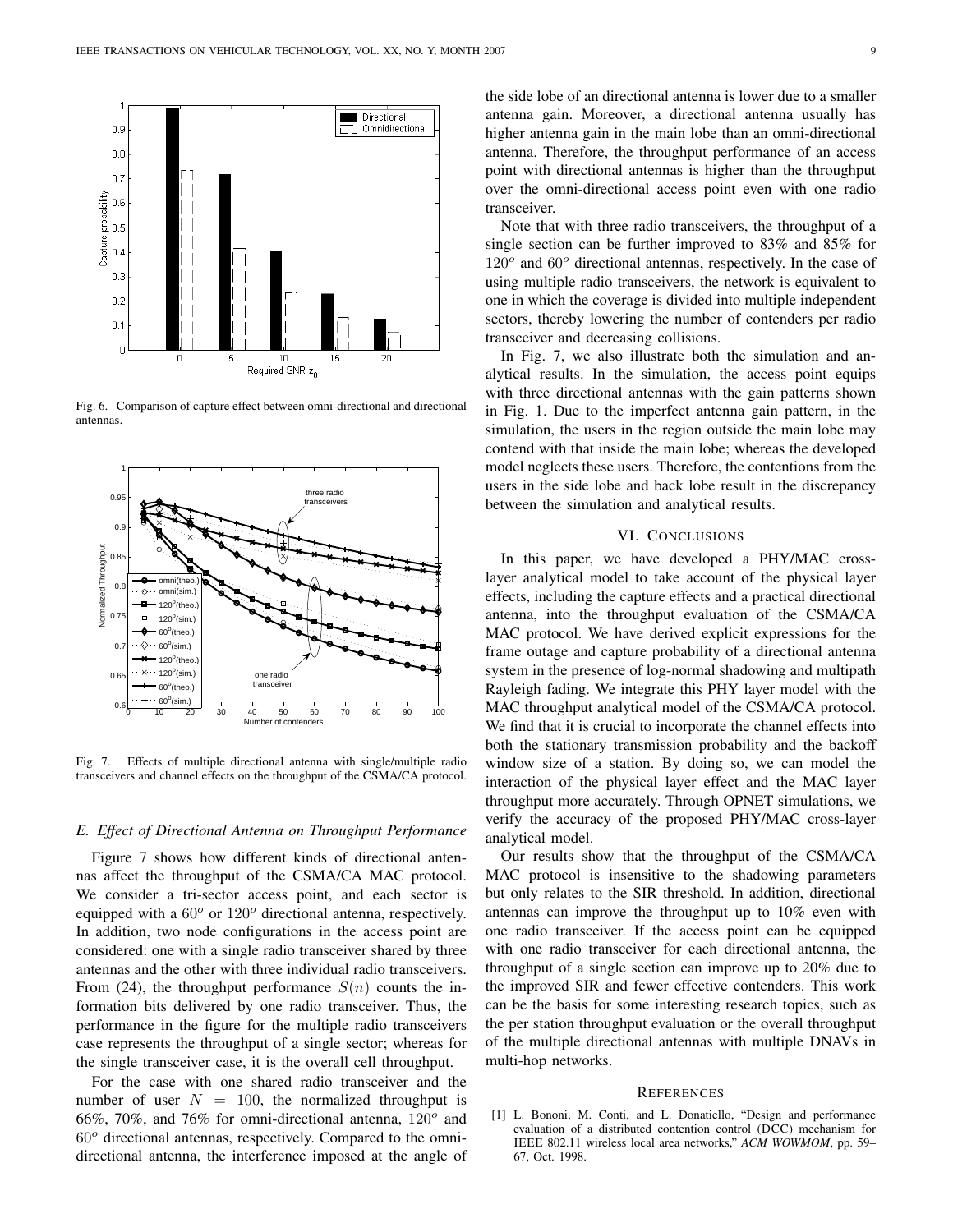Fig. 6. Comparison of capture effect between omni-directional and directional antennas.

Fig. 7. Effects of multiple directional antenna with single/multiple radio transceivers and channel effects on the throughput of the CSMA/CA protocol.

### E. Effect of Directional Antenna on Throughput Performance

Figure 7 shows how different kinds of directional antennas affect the throughput of the CSMA/CA MAC protocol. We consider a tri-sector access point, and each sector is equipped with a $60^o$ or $120^o$ directional antenna, respectively. In addition, two node configurations in the access point are considered: one with a single radio transceiver shared by three antennas and the other with three individual radio transceivers. From (24), the throughput performance $S(n)$ counts the information bits delivered by one radio transceiver. Thus, the performance in the figure for the multiple radio transceivers case represents the throughput of a single sector; whereas for the single transceiver case, it is the overall cell throughput.

For the case with one shared radio transceiver and the number of user $N = 100$, the normalized throughput is 66%, 70%, and 76% for omni-directional antenna, $120^o$ and $60^o$ directional antennas, respectively. Compared to the omni-directional antenna, the interference imposed at the angle of the side lobe of an directional antenna is lower due to a smaller antenna gain. Moreover, a directional antenna usually has higher antenna gain in the main lobe than an omni-directional antenna. Therefore, the throughput performance of an access point with directional antennas is higher than the throughput over the omni-directional access point even with one radio transceiver.

Note that with three radio transceivers, the throughput of a single section can be further improved to 83% and 85% for $120^o$ and $60^o$ directional antennas, respectively. In the case of using multiple radio transceivers, the network is equivalent to one in which the coverage is divided into multiple independent sectors, thereby lowering the number of contenders per radio transceiver and decreasing collisions.

In Fig. 7, we also illustrate both the simulation and analytical results. In the simulation, the access point equips with three directional antennas with the gain patterns shown in Fig. 1. Due to the imperfect antenna gain pattern, in the simulation, the users in the region outside the main lobe may contend with that inside the main lobe; whereas the developed model neglects these users. Therefore, the contentions from the users in the side lobe and back lobe result in the discrepancy between the simulation and analytical results.

## VI. Conclusions

In this paper, we have developed a PHY/MAC cross-layer analytical model to take account of the physical layer effects, including the capture effects and a practical directional antenna, into the throughput evaluation of the CSMA/CA MAC protocol. We have derived explicit expressions for the frame outage and capture probability of a directional antenna system in the presence of log-normal shadowing and multipath Rayleigh fading. We integrate this PHY layer model with the MAC throughput analytical model of the CSMA/CA protocol. We find that it is crucial to incorporate the channel effects into both the stationary transmission probability and the backoff window size of a station. By doing so, we can model the interaction of the physical layer effect and the MAC layer throughput more accurately. Through OPNET simulations, we verify the accuracy of the proposed PHY/MAC cross-layer analytical model.

Our results show that the throughput of the CSMA/CA MAC protocol is insensitive to the shadowing parameters but only relates to the SIR threshold. In addition, directional antennas can improve the throughput up to 10% even with one radio transceiver. If the access point can be equipped with one radio transceiver for each directional antenna, the throughput of a single section can improve up to 20% due to the improved SIR and fewer effective contenders. This work can be the basis for some interesting research topics, such as the per station throughput evaluation or the overall throughput of the multiple directional antennas with multiple DNAVs in multi-hop networks.

## References

[1] L. Bononi, M. Conti, and L. Donatiello, "Design and performance evaluation of a distributed contention control (DCC) mechanism for IEEE 802.11 wireless local area networks," *ACM WOWMOM*, pp. 59–67, Oct. 1998.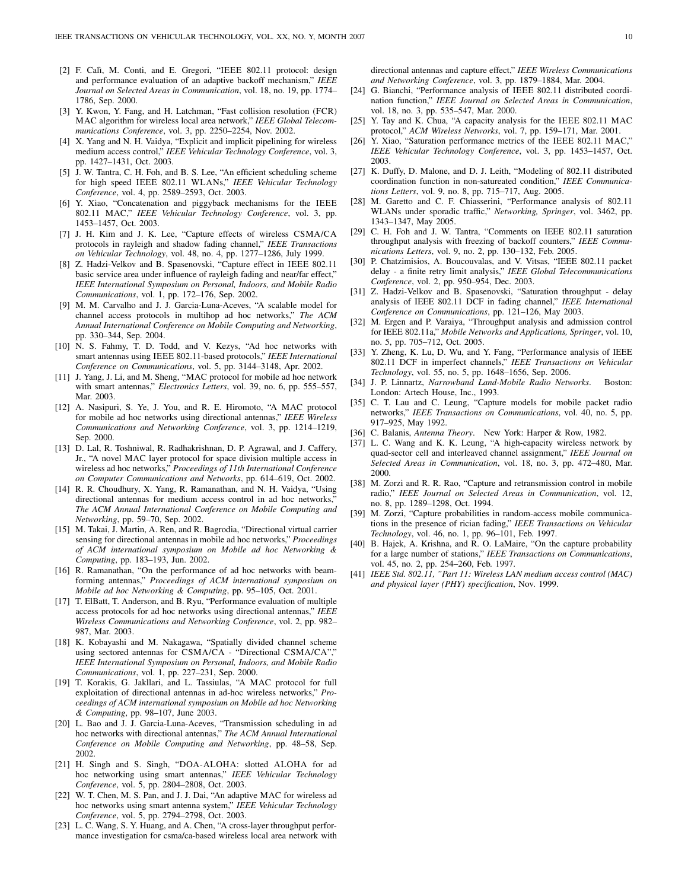[2] F. Calì, M. Conti, and E. Gregori, "IEEE 802.11 protocol: design and performance evaluation of an adaptive backoff mechanism," *IEEE Journal on Selected Areas in Communication*, vol. 18, no. 19, pp. 1774–1786, Sep. 2000.

[3] Y. Kwon, Y. Fang, and H. Latchman, "Fast collision resolution (FCR) MAC algorithm for wireless local area network," *IEEE Global Telecommunications Conference*, vol. 3, pp. 2250–2254, Nov. 2002.

[4] X. Yang and N. H. Vaidya, "Explicit and implicit pipelining for wireless medium access control," *IEEE Vehicular Technology Conference*, vol. 3, pp. 1427–1431, Oct. 2003.

[5] J. W. Tantra, C. H. Foh, and B. S. Lee, "An efficient scheduling scheme for high speed IEEE 802.11 WLANs," *IEEE Vehicular Technology Conference*, vol. 4, pp. 2589–2593, Oct. 2003.

[6] Y. Xiao, "Concatenation and piggyback mechanisms for the IEEE 802.11 MAC," *IEEE Vehicular Technology Conference*, vol. 3, pp. 1453–1457, Oct. 2003.

[7] J. H. Kim and J. K. Lee, "Capture effects of wireless CSMA/CA protocols in rayleigh and shadow fading channel," *IEEE Transactions on Vehicular Technology*, vol. 48, no. 4, pp. 1277–1286, July 1999.

[8] Z. Hadzi-Velkov and B. Spasenovski, "Capture effect in IEEE 802.11 basic service area under influence of rayleigh fading and near/far effect," *IEEE International Symposium on Personal, Indoors, and Mobile Radio Communications*, vol. 1, pp. 172–176, Sep. 2002.

[9] M. M. Carvalho and J. J. Garcia-Luna-Aceves, "A scalable model for channel access protocols in multihop ad hoc networks," *The ACM Annual International Conference on Mobile Computing and Networking*, pp. 330–344, Sep. 2004.

[10] N. S. Fahmy, T. D. Todd, and V. Kezys, "Ad hoc networks with smart antennas using IEEE 802.11-based protocols," *IEEE International Conference on Communications*, vol. 5, pp. 3144–3148, Apr. 2002.

[11] J. Yang, J. Li, and M. Sheng, "MAC protocol for mobile ad hoc network with smart antennas," *Electronics Letters*, vol. 39, no. 6, pp. 555–557, Mar. 2003.

[12] A. Nasipuri, S. Ye, J. You, and R. E. Hiromoto, "A MAC protocol for mobile ad hoc networks using directional antennas," *IEEE Wireless Communications and Networking Conference*, vol. 3, pp. 1214–1219, Sep. 2000.

[13] D. Lal, R. Toshniwal, R. Radhakrishnan, D. P. Agrawal, and J. Caffery, Jr., "A novel MAC layer protocol for space division multiple access in wireless ad hoc networks," *Proceedings of 11th International Conference on Computer Communications and Networks*, pp. 614–619, Oct. 2002.

[14] R. R. Choudhury, X. Yang, R. Ramanathan, and N. H. Vaidya, "Using directional antennas for medium access control in ad hoc networks," *The ACM Annual International Conference on Mobile Computing and Networking*, pp. 59–70, Sep. 2002.

[15] M. Takai, J. Martin, A. Ren, and R. Bagrodia, "Directional virtual carrier sensing for directional antennas in mobile ad hoc networks," *Proceedings of ACM international symposium on Mobile ad hoc Networking & Computing*, pp. 183–193, Jun. 2002.

[16] R. Ramanathan, "On the performance of ad hoc networks with beamforming antennas," *Proceedings of ACM international symposium on Mobile ad hoc Networking & Computing*, pp. 95–105, Oct. 2001.

[17] T. ElBatt, T. Anderson, and B. Ryu, "Performance evaluation of multiple access protocols for ad hoc networks using directional antennas," *IEEE Wireless Communications and Networking Conference*, vol. 2, pp. 982–987, Mar. 2003.

[18] K. Kobayashi and M. Nakagawa, "Spatially divided channel scheme using sectored antennas for CSMA/CA - "Directional CSMA/CA"," *IEEE International Symposium on Personal, Indoors, and Mobile Radio Communications*, vol. 1, pp. 227–231, Sep. 2000.

[19] T. Korakis, G. Jakllari, and L. Tassiulas, "A MAC protocol for full exploitation of directional antennas in ad-hoc wireless networks," *Proceedings of ACM international symposium on Mobile ad hoc Networking & Computing*, pp. 98–107, June 2003.

[20] L. Bao and J. J. Garcia-Luna-Aceves, "Transmission scheduling in ad hoc networks with directional antennas," *The ACM Annual International Conference on Mobile Computing and Networking*, pp. 48–58, Sep. 2002.

[21] H. Singh and S. Singh, "DOA-ALOHA: slotted ALOHA for ad hoc networking using smart antennas," *IEEE Vehicular Technology Conference*, vol. 5, pp. 2804–2808, Oct. 2003.

[22] W. T. Chen, M. S. Pan, and J. J. Dai, "An adaptive MAC for wireless ad hoc networks using smart antenna system," *IEEE Vehicular Technology Conference*, vol. 5, pp. 2794–2798, Oct. 2003.

[23] L. C. Wang, S. Y. Huang, and A. Chen, "A cross-layer throughput performance investigation for csma/ca-based wireless local area network with directional antennas and capture effect," *IEEE Wireless Communications and Networking Conference*, vol. 3, pp. 1879–1884, Mar. 2004.

[24] G. Bianchi, "Performance analysis of IEEE 802.11 distributed coordination function," *IEEE Journal on Selected Areas in Communication*, vol. 18, no. 3, pp. 535–547, Mar. 2000.

[25] Y. Tay and K. Chua, "A capacity analysis for the IEEE 802.11 MAC protocol," *ACM Wireless Networks*, vol. 7, pp. 159–171, Mar. 2001.

[26] Y. Xiao, "Saturation performance metrics of the IEEE 802.11 MAC," *IEEE Vehicular Technology Conference*, vol. 3, pp. 1453–1457, Oct. 2003.

[27] K. Duffy, D. Malone, and D. J. Leith, "Modeling of 802.11 distributed coordination function in non-satureated condition," *IEEE Communications Letters*, vol. 9, no. 8, pp. 715–717, Aug. 2005.

[28] M. Garetto and C. F. Chiasserini, "Performance analysis of 802.11 WLANs under sporadic traffic," *Networking, Springer*, vol. 3462, pp. 1343–1347, May 2005.

[29] C. H. Foh and J. W. Tantra, "Comments on IEEE 802.11 saturation throughput analysis with freezing of backoff counters," *IEEE Communications Letters*, vol. 9, no. 2, pp. 130–132, Feb. 2005.

[30] P. Chatzimisios, A. Boucouvalas, and V. Vitsas, "IEEE 802.11 packet delay - a finite retry limit analysis," *IEEE Global Telecommunications Conference*, vol. 2, pp. 950–954, Dec. 2003.

[31] Z. Hadzi-Velkov and B. Spasenovski, "Saturation throughput - delay analysis of IEEE 802.11 DCF in fading channel," *IEEE International Conference on Communications*, pp. 121–126, May 2003.

[32] M. Ergen and P. Varaiya, "Throughput analysis and admission control for IEEE 802.11a," *Mobile Networks and Applications, Springer*, vol. 10, no. 5, pp. 705–712, Oct. 2005.

[33] Y. Zheng, K. Lu, D. Wu, and Y. Fang, "Performance analysis of IEEE 802.11 DCF in imperfect channels," *IEEE Transactions on Vehicular Technology*, vol. 55, no. 5, pp. 1648–1656, Sep. 2006.

[34] J. P. Linnartz, *Narrowband Land-Mobile Radio Networks*. Boston: London: Artech House, Inc., 1993.

[35] C. T. Lau and C. Leung, "Capture models for mobile packet radio networks," *IEEE Transactions on Communications*, vol. 40, no. 5, pp. 917–925, May 1992.

[36] C. Balanis, *Antenna Theory*. New York: Harper & Row, 1982.

[37] L. C. Wang and K. K. Leung, "A high-capacity wireless network by quad-sector cell and interleaved channel assignment," *IEEE Journal on Selected Areas in Communication*, vol. 18, no. 3, pp. 472–480, Mar. 2000.

[38] M. Zorzi and R. R. Rao, "Capture and retransmission control in mobile radio," *IEEE Journal on Selected Areas in Communication*, vol. 12, no. 8, pp. 1289–1298, Oct. 1994.

[39] M. Zorzi, "Capture probabilities in random-access mobile communications in the presence of rician fading," *IEEE Transactions on Vehicular Technology*, vol. 46, no. 1, pp. 96–101, Feb. 1997.

[40] B. Hajek, A. Krishna, and R. O. LaMaire, "On the capture probability for a large number of stations," *IEEE Transactions on Communications*, vol. 45, no. 2, pp. 254–260, Feb. 1997.

[41] *IEEE Std. 802.11, "Part 11: Wireless LAN medium access control (MAC) and physical layer (PHY) specification*, Nov. 1999.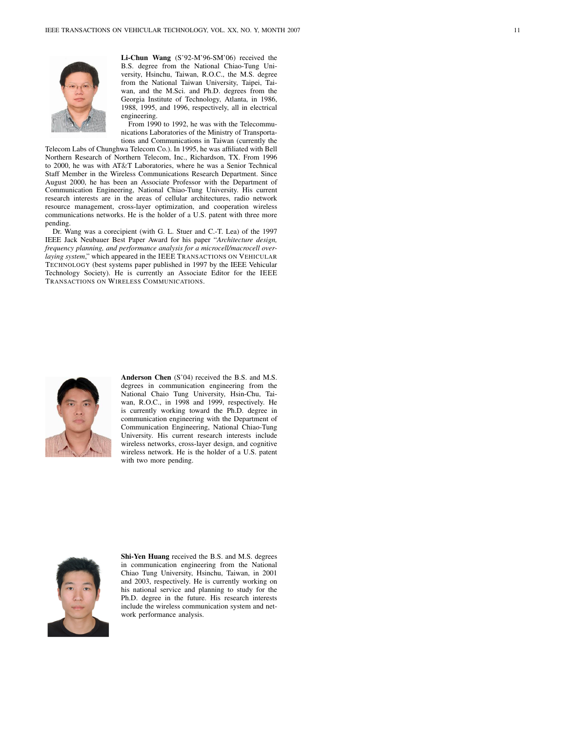**Li-Chun Wang** (S'92-M'96-SM'06) received the B.S. degree from the National Chiao-Tung University, Hsinchu, Taiwan, R.O.C., the M.S. degree from the National Taiwan University, Taipei, Taiwan, and the M.Sci. and Ph.D. degrees from the Georgia Institute of Technology, Atlanta, in 1986, 1988, 1995, and 1996, respectively, all in electrical engineering.

From 1990 to 1992, he was with the Telecommunications Laboratories of the Ministry of Transportations and Communications in Taiwan (currently the Telecom Labs of Chunghwa Telecom Co.). In 1995, he was affiliated with Bell Northern Research of Northern Telecom, Inc., Richardson, TX. From 1996 to 2000, he was with AT&T Laboratories, where he was a Senior Technical Staff Member in the Wireless Communications Research Department. Since August 2000, he has been an Associate Professor with the Department of Communication Engineering, National Chiao-Tung University. His current research interests are in the areas of cellular architectures, radio network resource management, cross-layer optimization, and cooperation wireless communications networks. He is the holder of a U.S. patent with three more pending.

Dr. Wang was a corecipient (with G. L. Stuer and C.-T. Lea) of the 1997 IEEE Jack Neubauer Best Paper Award for his paper "*Architecture design, frequency planning, and performance analysis for a microcell/macrocell overlaying system*," which appeared in the IEEE Transactions on Vehicular Technology (best systems paper published in 1997 by the IEEE Vehicular Technology Society). He is currently an Associate Editor for the IEEE Transactions on Wireless Communications.

**Anderson Chen** (S'04) received the B.S. and M.S. degrees in communication engineering from the National Chaio Tung University, Hsin-Chu, Taiwan, R.O.C., in 1998 and 1999, respectively. He is currently working toward the Ph.D. degree in communication engineering with the Department of Communication Engineering, National Chiao-Tung University. His current research interests include wireless networks, cross-layer design, and cognitive wireless network. He is the holder of a U.S. patent with two more pending.

**Shi-Yen Huang** received the B.S. and M.S. degrees in communication engineering from the National Chiao Tung University, Hsinchu, Taiwan, in 2001 and 2003, respectively. He is currently working on his national service and planning to study for the Ph.D. degree in the future. His research interests include the wireless communication system and network performance analysis.